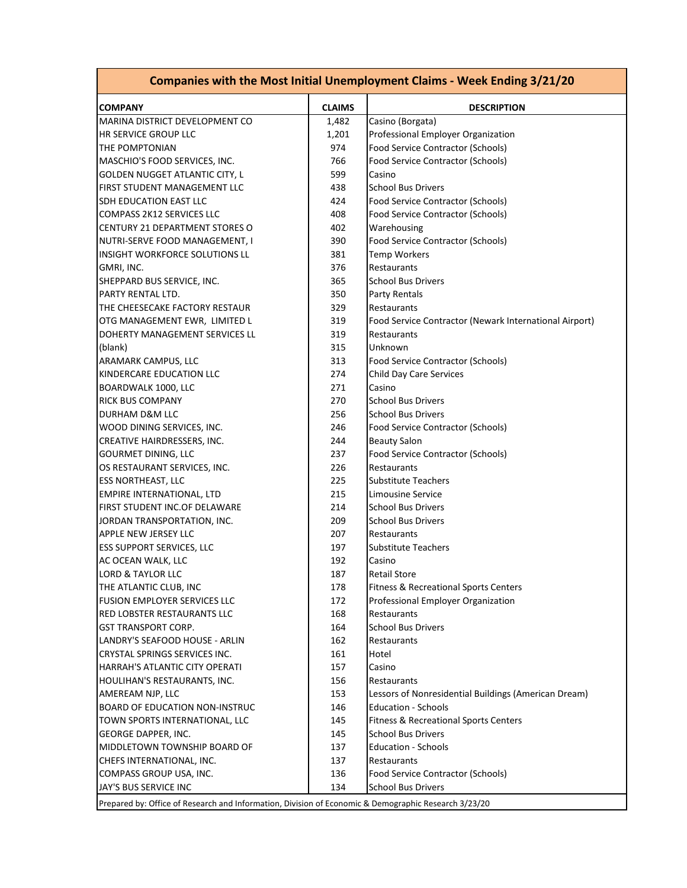## Companies with the Most Initial Unemployment Claims - Week Ending 3/21/20

| COMPANY | CLAIMS | DESCRIPTION |
|---|---|---|
| MARINA DISTRICT DEVELOPMENT CO | 1,482 | Casino (Borgata) |
| HR SERVICE GROUP LLC | 1,201 | Professional Employer Organization |
| THE POMPTONIAN | 974 | Food Service Contractor (Schools) |
| MASCHIO'S FOOD SERVICES, INC. | 766 | Food Service Contractor (Schools) |
| GOLDEN NUGGET ATLANTIC CITY, L | 599 | Casino |
| FIRST STUDENT MANAGEMENT LLC | 438 | School Bus Drivers |
| SDH EDUCATION EAST LLC | 424 | Food Service Contractor (Schools) |
| COMPASS 2K12 SERVICES LLC | 408 | Food Service Contractor (Schools) |
| CENTURY 21 DEPARTMENT STORES O | 402 | Warehousing |
| NUTRI-SERVE FOOD MANAGEMENT, I | 390 | Food Service Contractor (Schools) |
| INSIGHT WORKFORCE SOLUTIONS LL | 381 | Temp Workers |
| GMRI, INC. | 376 | Restaurants |
| SHEPPARD BUS SERVICE, INC. | 365 | School Bus Drivers |
| PARTY RENTAL LTD. | 350 | Party Rentals |
| THE CHEESECAKE FACTORY RESTAUR | 329 | Restaurants |
| OTG MANAGEMENT EWR, LIMITED L | 319 | Food Service Contractor (Newark International Airport) |
| DOHERTY MANAGEMENT SERVICES LL | 319 | Restaurants |
| (blank) | 315 | Unknown |
| ARAMARK CAMPUS, LLC | 313 | Food Service Contractor (Schools) |
| KINDERCARE EDUCATION LLC | 274 | Child Day Care Services |
| BOARDWALK 1000, LLC | 271 | Casino |
| RICK BUS COMPANY | 270 | School Bus Drivers |
| DURHAM D&M LLC | 256 | School Bus Drivers |
| WOOD DINING SERVICES, INC. | 246 | Food Service Contractor (Schools) |
| CREATIVE HAIRDRESSERS, INC. | 244 | Beauty Salon |
| GOURMET DINING, LLC | 237 | Food Service Contractor (Schools) |
| OS RESTAURANT SERVICES, INC. | 226 | Restaurants |
| ESS NORTHEAST, LLC | 225 | Substitute Teachers |
| EMPIRE INTERNATIONAL, LTD | 215 | Limousine Service |
| FIRST STUDENT INC.OF DELAWARE | 214 | School Bus Drivers |
| JORDAN TRANSPORTATION, INC. | 209 | School Bus Drivers |
| APPLE NEW JERSEY LLC | 207 | Restaurants |
| ESS SUPPORT SERVICES, LLC | 197 | Substitute Teachers |
| AC OCEAN WALK, LLC | 192 | Casino |
| LORD & TAYLOR LLC | 187 | Retail Store |
| THE ATLANTIC CLUB, INC | 178 | Fitness & Recreational Sports Centers |
| FUSION EMPLOYER SERVICES LLC | 172 | Professional Employer Organization |
| RED LOBSTER RESTAURANTS LLC | 168 | Restaurants |
| GST TRANSPORT CORP. | 164 | School Bus Drivers |
| LANDRY'S SEAFOOD HOUSE - ARLIN | 162 | Restaurants |
| CRYSTAL SPRINGS SERVICES INC. | 161 | Hotel |
| HARRAH'S ATLANTIC CITY OPERATI | 157 | Casino |
| HOULIHAN'S RESTAURANTS, INC. | 156 | Restaurants |
| AMEREAM NJP, LLC | 153 | Lessors of Nonresidential Buildings (American Dream) |
| BOARD OF EDUCATION NON-INSTRUC | 146 | Education - Schools |
| TOWN SPORTS INTERNATIONAL, LLC | 145 | Fitness & Recreational Sports Centers |
| GEORGE DAPPER, INC. | 145 | School Bus Drivers |
| MIDDLETOWN TOWNSHIP BOARD OF | 137 | Education - Schools |
| CHEFS INTERNATIONAL, INC. | 137 | Restaurants |
| COMPASS GROUP USA, INC. | 136 | Food Service Contractor (Schools) |
| JAY'S BUS SERVICE INC | 134 | School Bus Drivers |

Prepared by: Office of Research and Information, Division of Economic & Demographic Research 3/23/20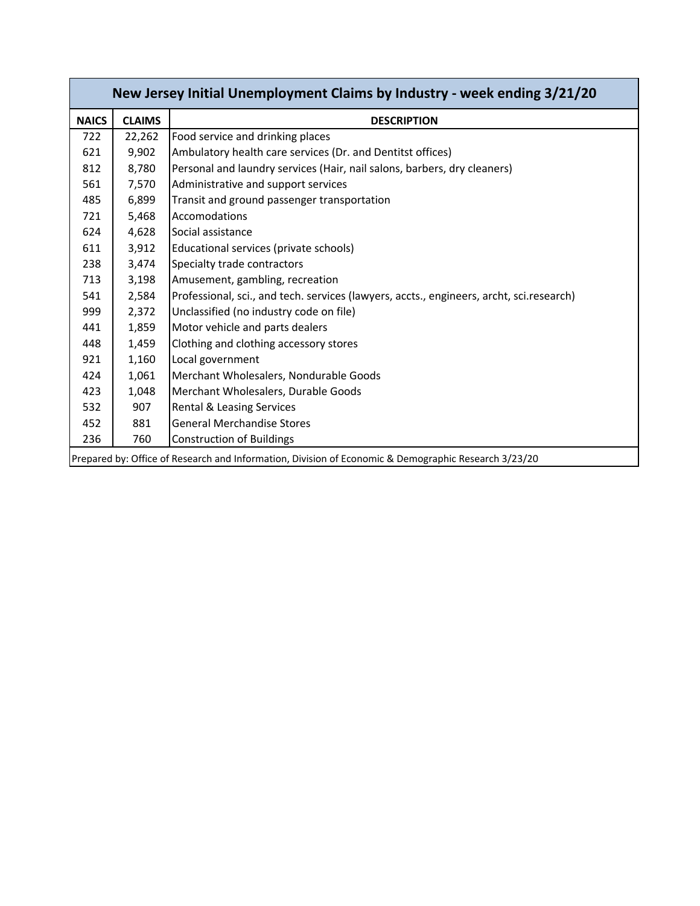## New Jersey Initial Unemployment Claims by Industry - week ending 3/21/20

| NAICS | CLAIMS | DESCRIPTION |
|---|---|---|
| 722 | 22,262 | Food service and drinking places |
| 621 | 9,902 | Ambulatory health care services (Dr. and Dentitst offices) |
| 812 | 8,780 | Personal and laundry services (Hair, nail salons, barbers, dry cleaners) |
| 561 | 7,570 | Administrative and support services |
| 485 | 6,899 | Transit and ground passenger transportation |
| 721 | 5,468 | Accomodations |
| 624 | 4,628 | Social assistance |
| 611 | 3,912 | Educational services (private schools) |
| 238 | 3,474 | Specialty trade contractors |
| 713 | 3,198 | Amusement, gambling, recreation |
| 541 | 2,584 | Professional, sci., and tech. services (lawyers, accts., engineers, archt, sci.research) |
| 999 | 2,372 | Unclassified (no industry code on file) |
| 441 | 1,859 | Motor vehicle and parts dealers |
| 448 | 1,459 | Clothing and clothing accessory stores |
| 921 | 1,160 | Local government |
| 424 | 1,061 | Merchant Wholesalers, Nondurable Goods |
| 423 | 1,048 | Merchant Wholesalers, Durable Goods |
| 532 | 907 | Rental & Leasing Services |
| 452 | 881 | General Merchandise Stores |
| 236 | 760 | Construction of Buildings |

Prepared by: Office of Research and Information, Division of Economic & Demographic Research 3/23/20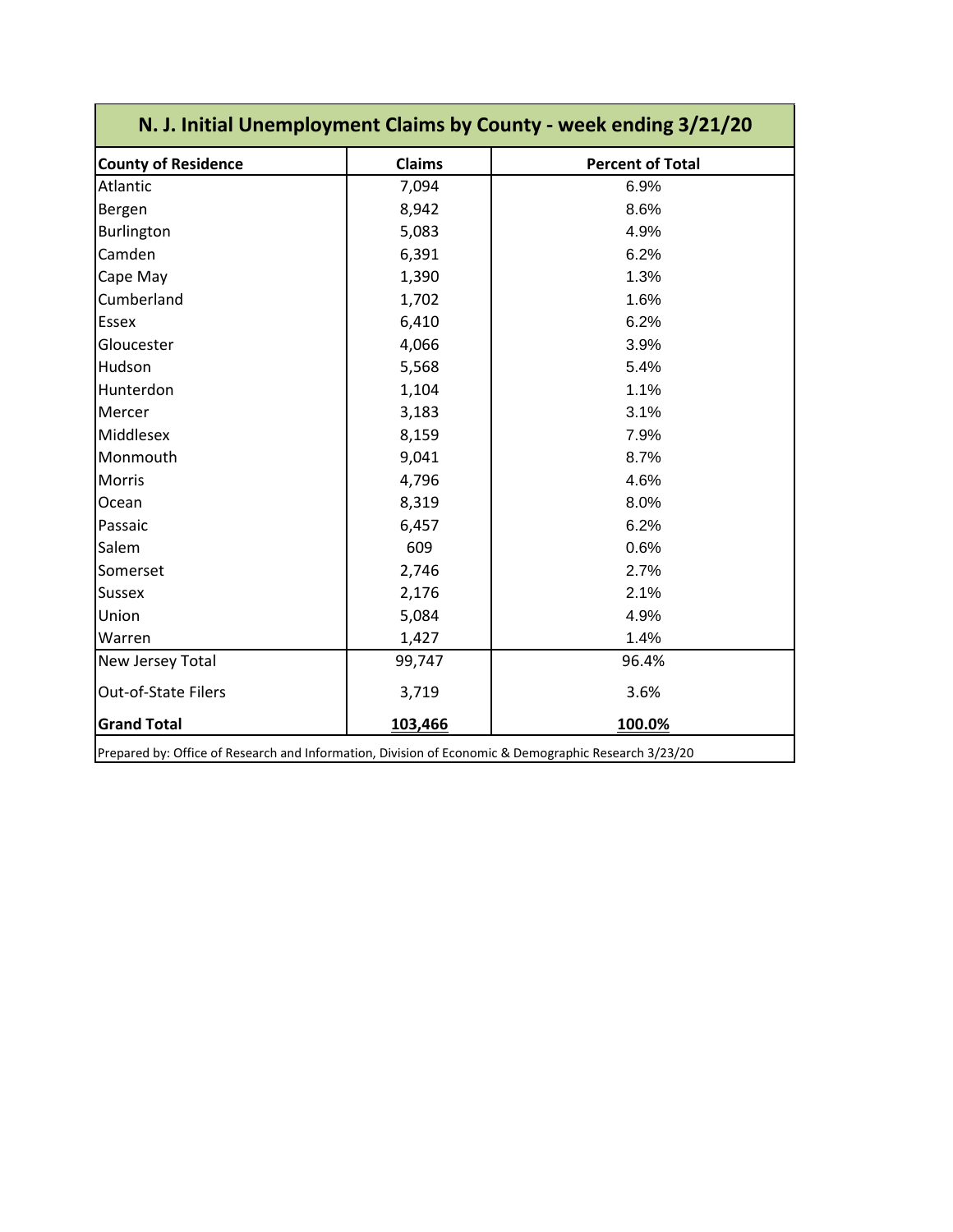| N. J. Initial Unemployment Claims by County - week ending 3/21/20 | | |
|---|---|---|
| **County of Residence** | **Claims** | **Percent of Total** |
| Atlantic | 7,094 | 6.9% |
| Bergen | 8,942 | 8.6% |
| Burlington | 5,083 | 4.9% |
| Camden | 6,391 | 6.2% |
| Cape May | 1,390 | 1.3% |
| Cumberland | 1,702 | 1.6% |
| Essex | 6,410 | 6.2% |
| Gloucester | 4,066 | 3.9% |
| Hudson | 5,568 | 5.4% |
| Hunterdon | 1,104 | 1.1% |
| Mercer | 3,183 | 3.1% |
| Middlesex | 8,159 | 7.9% |
| Monmouth | 9,041 | 8.7% |
| Morris | 4,796 | 4.6% |
| Ocean | 8,319 | 8.0% |
| Passaic | 6,457 | 6.2% |
| Salem | 609 | 0.6% |
| Somerset | 2,746 | 2.7% |
| Sussex | 2,176 | 2.1% |
| Union | 5,084 | 4.9% |
| Warren | 1,427 | 1.4% |
| New Jersey Total | 99,747 | 96.4% |
| Out-of-State Filers | 3,719 | 3.6% |
| **Grand Total** | **103,466** | **100.0%** |

Prepared by: Office of Research and Information, Division of Economic & Demographic Research 3/23/20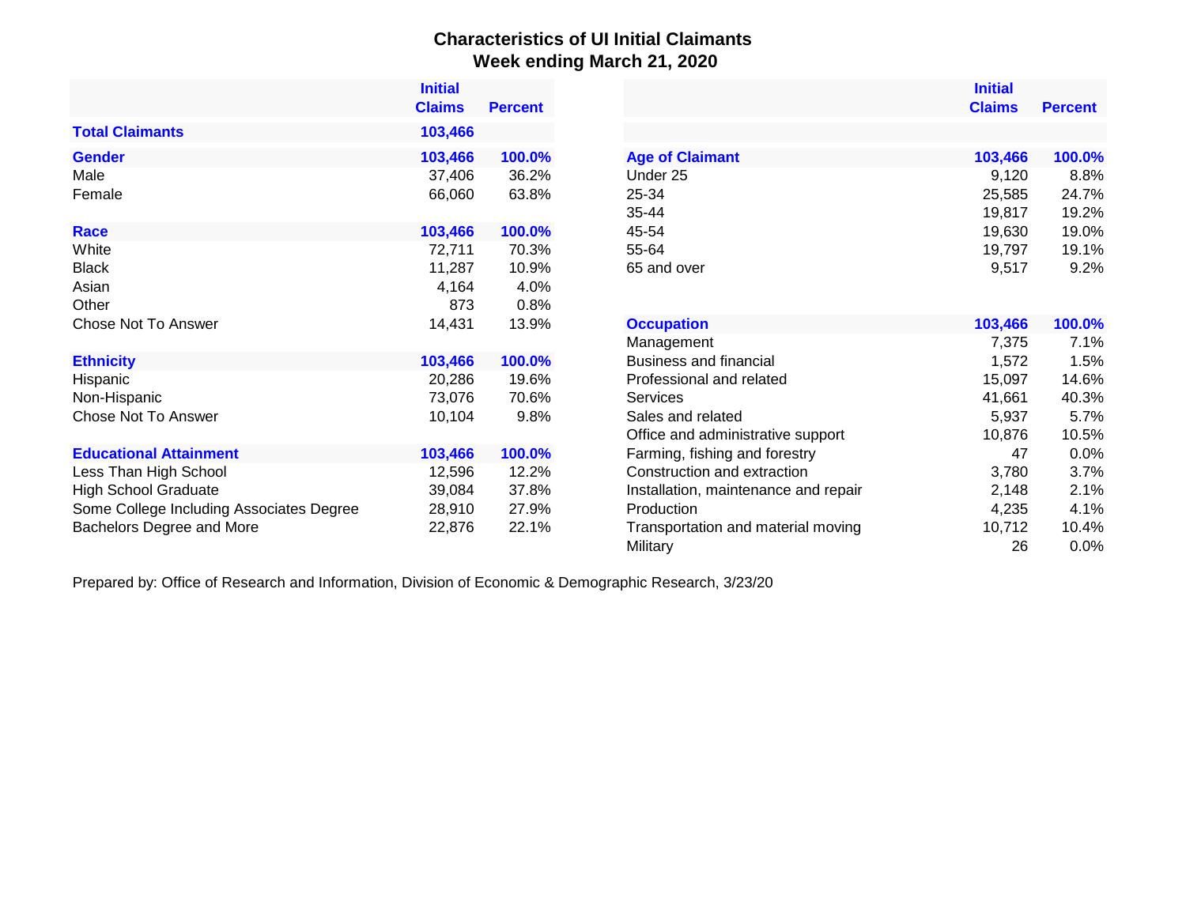# Characteristics of UI Initial Claimants

## Week ending March 21, 2020

| | Initial Claims | Percent |
|---|---|---|
| **Total Claimants** | **103,466** | |
| **Gender** | **103,466** | **100.0%** |
| Male | 37,406 | 36.2% |
| Female | 66,060 | 63.8% |
| **Race** | **103,466** | **100.0%** |
| White | 72,711 | 70.3% |
| Black | 11,287 | 10.9% |
| Asian | 4,164 | 4.0% |
| Other | 873 | 0.8% |
| Chose Not To Answer | 14,431 | 13.9% |
| **Ethnicity** | **103,466** | **100.0%** |
| Hispanic | 20,286 | 19.6% |
| Non-Hispanic | 73,076 | 70.6% |
| Chose Not To Answer | 10,104 | 9.8% |
| **Educational Attainment** | **103,466** | **100.0%** |
| Less Than High School | 12,596 | 12.2% |
| High School Graduate | 39,084 | 37.8% |
| Some College Including Associates Degree | 28,910 | 27.9% |
| Bachelors Degree and More | 22,876 | 22.1% |

| | Initial Claims | Percent |
|---|---|---|
| **Age of Claimant** | **103,466** | **100.0%** |
| Under 25 | 9,120 | 8.8% |
| 25-34 | 25,585 | 24.7% |
| 35-44 | 19,817 | 19.2% |
| 45-54 | 19,630 | 19.0% |
| 55-64 | 19,797 | 19.1% |
| 65 and over | 9,517 | 9.2% |
| **Occupation** | **103,466** | **100.0%** |
| Management | 7,375 | 7.1% |
| Business and financial | 1,572 | 1.5% |
| Professional and related | 15,097 | 14.6% |
| Services | 41,661 | 40.3% |
| Sales and related | 5,937 | 5.7% |
| Office and administrative support | 10,876 | 10.5% |
| Farming, fishing and forestry | 47 | 0.0% |
| Construction and extraction | 3,780 | 3.7% |
| Installation, maintenance and repair | 2,148 | 2.1% |
| Production | 4,235 | 4.1% |
| Transportation and material moving | 10,712 | 10.4% |
| Military | 26 | 0.0% |

Prepared by: Office of Research and Information, Division of Economic & Demographic Research, 3/23/20